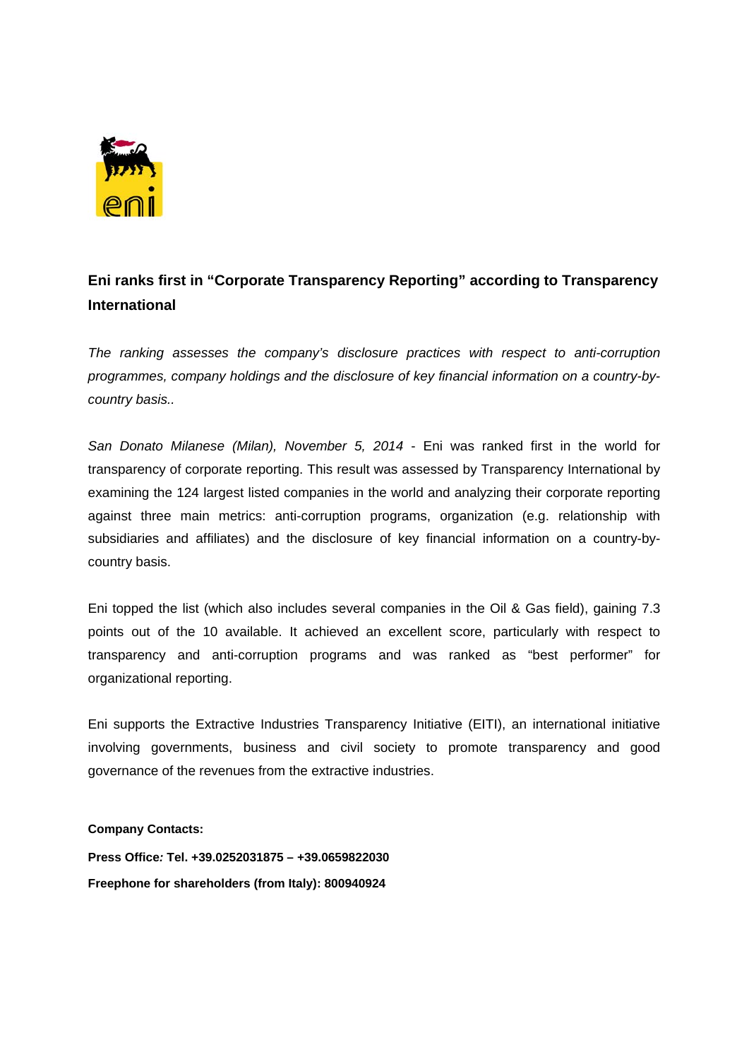# Eni ranks first in "Corporate Transparency Reporting" according to Transparency International

*The ranking assesses the company's disclosure practices with respect to anti-corruption programmes, company holdings and the disclosure of key financial information on a country-by-country basis..*

*San Donato Milanese (Milan), November 5, 2014* - Eni was ranked first in the world for transparency of corporate reporting. This result was assessed by Transparency International by examining the 124 largest listed companies in the world and analyzing their corporate reporting against three main metrics: anti-corruption programs, organization (e.g. relationship with subsidiaries and affiliates) and the disclosure of key financial information on a country-by-country basis.

Eni topped the list (which also includes several companies in the Oil & Gas field), gaining 7.3 points out of the 10 available. It achieved an excellent score, particularly with respect to transparency and anti-corruption programs and was ranked as "best performer" for organizational reporting.

Eni supports the Extractive Industries Transparency Initiative (EITI), an international initiative involving governments, business and civil society to promote transparency and good governance of the revenues from the extractive industries.

**Company Contacts:**

**Press Office: Tel. +39.0252031875 – +39.0659822030**

**Freephone for shareholders (from Italy): 800940924**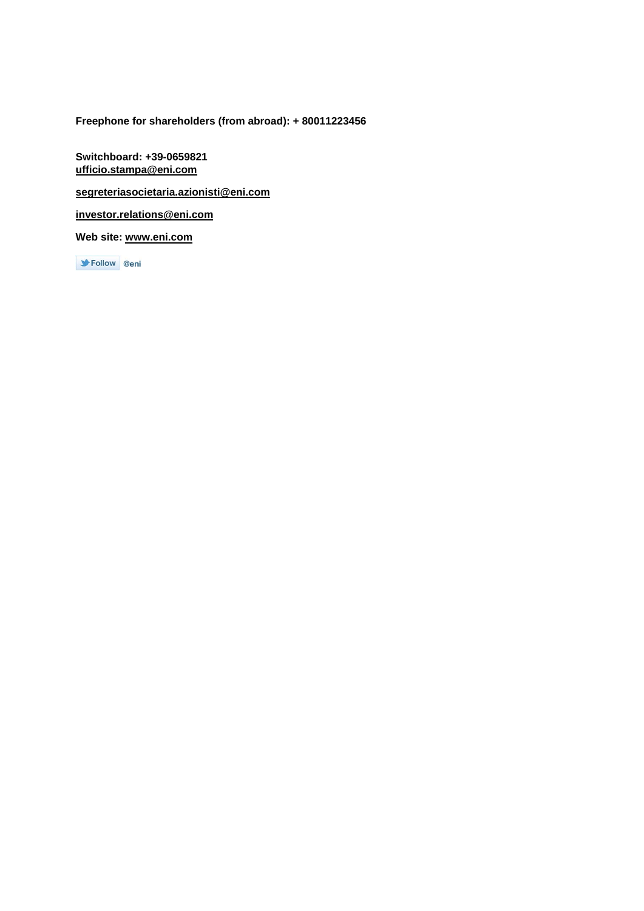**Freephone for shareholders (from abroad): + 80011223456**

**Switchboard: +39-0659821**
**ufficio.stampa@eni.com**

**segreteriasocietaria.azionisti@eni.com**

**investor.relations@eni.com**

**Web site: www.eni.com**

Follow @eni